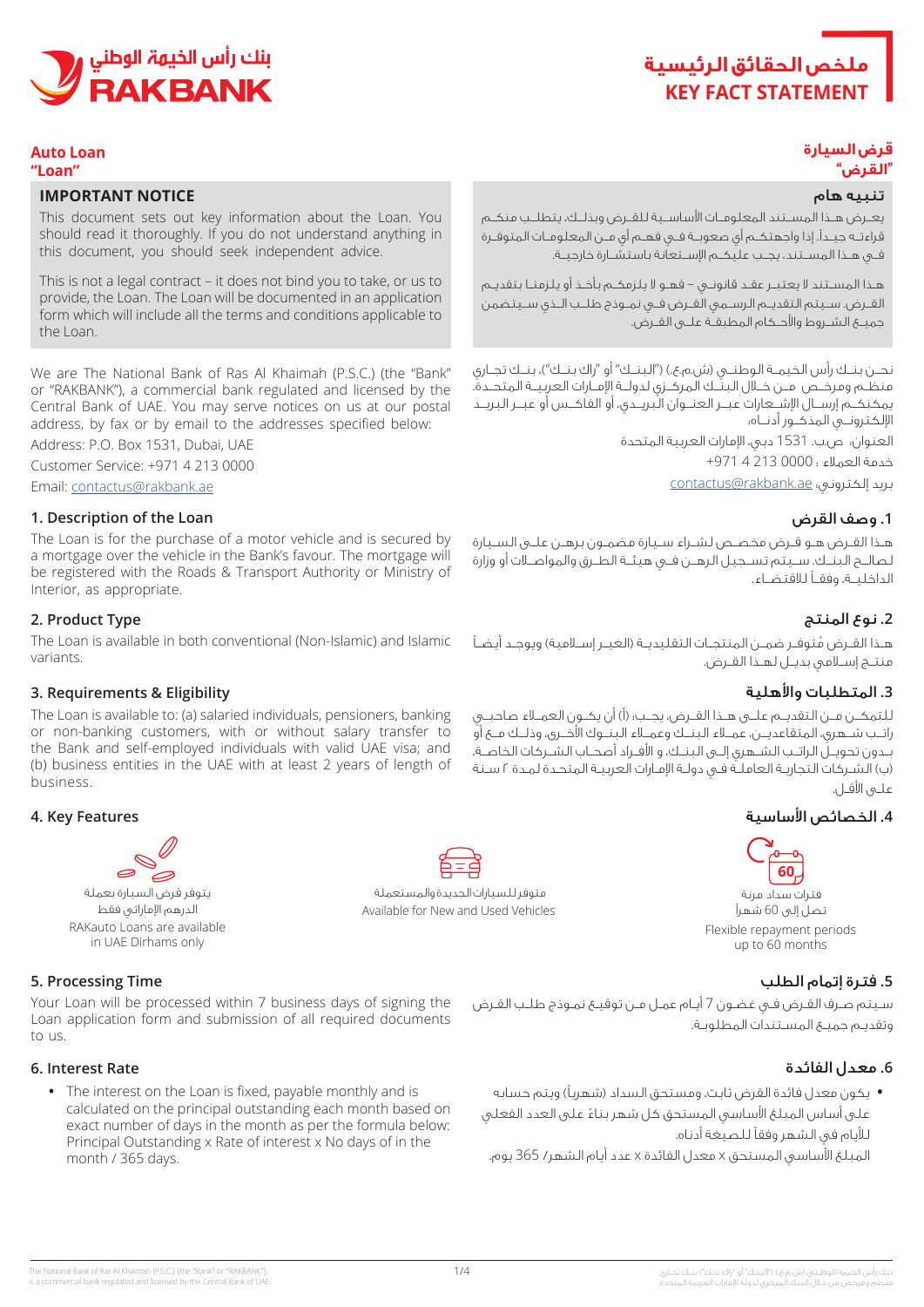# ملخص الحقائق الرئيسية
# KEY FACT STATEMENT

بنك رأس الخيمة الوطني
RAKBANK

## Auto Loan
## "Loan"

### IMPORTANT NOTICE

This document sets out key information about the Loan. You should read it thoroughly. If you do not understand anything in this document, you should seek independent advice.

This is not a legal contract – it does not bind you to take, or us to provide, the Loan. The Loan will be documented in an application form which will include all the terms and conditions applicable to the Loan.

We are The National Bank of Ras Al Khaimah (P.S.C.) (the "Bank" or "RAKBANK"), a commercial bank regulated and licensed by the Central Bank of UAE. You may serve notices on us at our postal address, by fax or by email to the addresses specified below:

Address: P.O. Box 1531, Dubai, UAE

Customer Service: +971 4 213 0000

Email: contactus@rakbank.ae

### 1. Description of the Loan

The Loan is for the purchase of a motor vehicle and is secured by a mortgage over the vehicle in the Bank's favour. The mortgage will be registered with the Roads & Transport Authority or Ministry of Interior, as appropriate.

### 2. Product Type

The Loan is available in both conventional (Non-Islamic) and Islamic variants.

### 3. Requirements & Eligibility

The Loan is available to: (a) salaried individuals, pensioners, banking or non-banking customers, with or without salary transfer to the Bank and self-employed individuals with valid UAE visa; and (b) business entities in the UAE with at least 2 years of length of business.

### 4. Key Features

RAKauto Loans are available in UAE Dirhams only

Available for New and Used Vehicles

Flexible repayment periods up to 60 months

### 5. Processing Time

Your Loan will be processed within 7 business days of signing the Loan application form and submission of all required documents to us.

### 6. Interest Rate

- The interest on the Loan is fixed, payable monthly and is calculated on the principal outstanding each month based on exact number of days in the month as per the formula below: Principal Outstanding x Rate of interest x No days of in the month / 365 days.

## قرض السيارة
## "القرض"

### تنبيه هام

يعرض هذا المستند المعلومات الأساسية للقرض وبذلك، يتطلب منكم قراءته جيداً. إذا واجهتكم أي صعوبة في فهم أي من المعلومات المتوفرة في هذا المستند، يجب عليكم الإستعانة باستشارة خارجية.

هذا المستند لا يعتبر عقد قانوني – فهو لا يلزمكم بأخذ أو يلزمنا بتقديم القرض. سيتم التقديم الرسمي القرض في نموذج طلب الذي سيتضمن جميع الشروط والأحكام المطبقة على القرض.

نحن بنك رأس الخيمة الوطني (ش.م.ع.) ("البنك" أو "راك بنك")، بنك تجاري منظم ومرخص من خلال البنك المركزي لدولة الإمارات العربية المتحدة. يمكنكم إرسال الإشعارات عبر العنوان البريدي، أو الفاكس أو عبر البريد الإلكتروني المذكور أدناه:

العنوان: ص.ب. 1531 دبي، الإمارات العربية المتحدة

خدمة العملاء : 0000 213 4 971+

بريد إلكتروني: contactus@rakbank.ae

### 1. وصف القرض

هذا القرض هو قرض مخصص لشراء سيارة مضمون برهن على السيارة لصالح البنك. سيتم تسجيل الرهن في هيئة الطرق والمواصلات أو وزارة الداخلية، وفقاً للاقتضاء.

### 2. نوع المنتج

هذا القرض مُتوفر ضمن المنتجات التقليدية (الغير إسلامية) ويوجد أيضاً منتج إسلامي بديل لهذا القرض.

### 3. المتطلبات والأهلية

للتمكن من التقديم على هذا القرض، يجب: (أ) أن يكون العملاء صاحبي راتب شهري، المتقاعدين، عملاء البنك وعملاء البنوك الأخرى، وذلك مع أو بدون تحويل الراتب الشهري إلى البنك، و الأفراد أصحاب الشركات الخاصة، (ب) الشركات التجارية العاملة في دولة الإمارات العربية المتحدة لمدة ٢ سنة على الأقل.

### 4. الخصائص الأساسية

يتوفر قرض السيارة بعملة الدرهم الإماراتي فقط

متوفر للسيارات الجديدة والمستعملة

فترات سداد مرنة تصل إلى 60 شهراً

### 5. فترة إتمام الطلب

سيتم صرف القرض في غضون 7 أيام عمل من توقيع نموذج طلب القرض وتقديم جميع المستندات المطلوبة.

### 6. معدل الفائدة

- يكون معدل فائدة القرض ثابت، ومستحق السداد (شهرياً) ويتم حسابه على أساس المبلغ الأساسي المستحق كل شهر بناءً على العدد الفعلي للأيام في الشهر وفقاً للصيغة أدناه.

المبلغ الأساسي المستحق x معدل الفائدة x عدد أيام الشهر/ 365 يوم.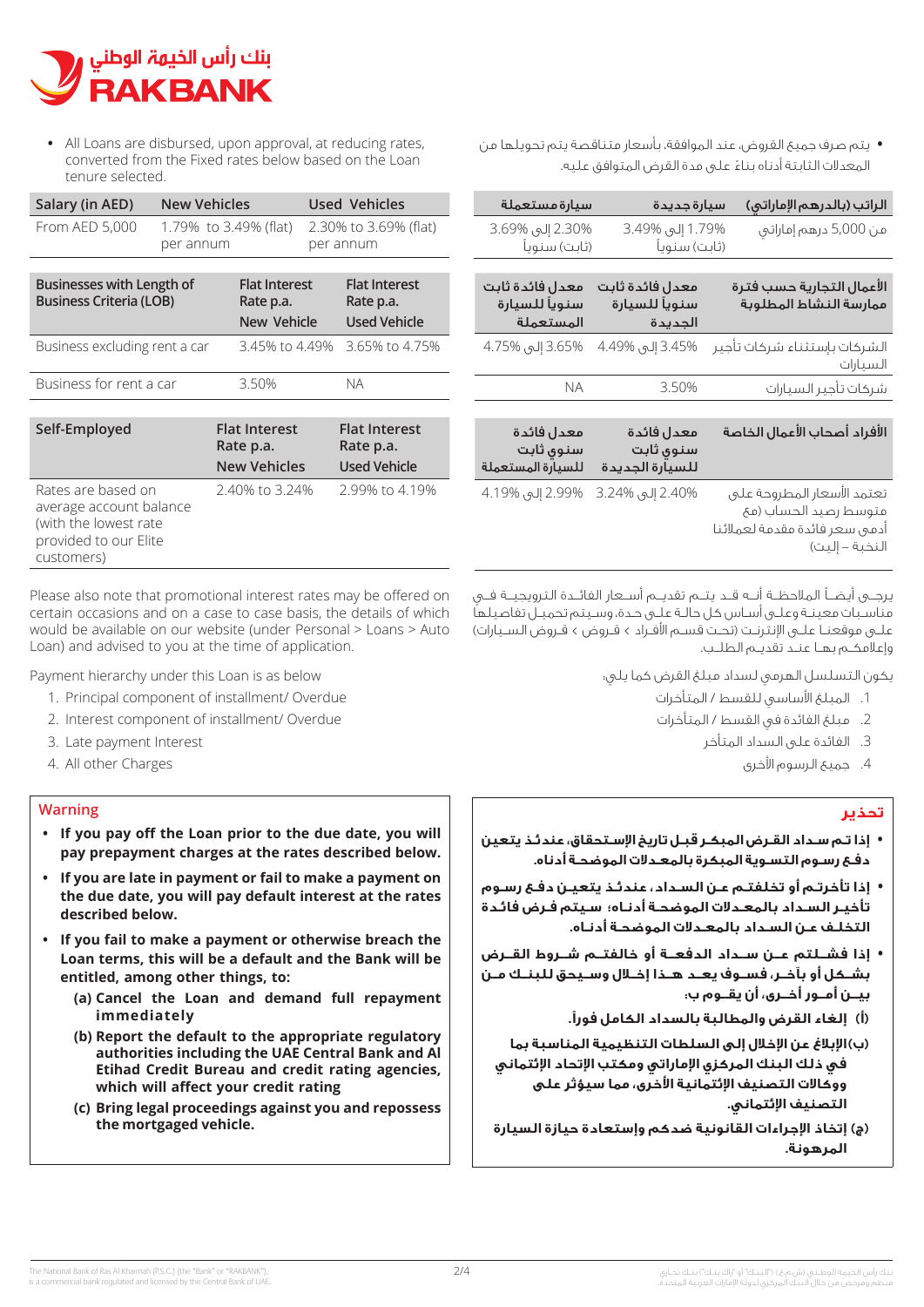- All Loans are disbursed, upon approval, at reducing rates, converted from the Fixed rates below based on the Loan tenure selected.

| Salary (in AED) | New Vehicles | Used Vehicles |
|---|---|---|
| From AED 5,000 | 1.79% to 3.49% (flat) per annum | 2.30% to 3.69% (flat) per annum |

| Businesses with Length of Business Criteria (LOB) | Flat Interest Rate p.a. New Vehicle | Flat Interest Rate p.a. Used Vehicle |
|---|---|---|
| Business excluding rent a car | 3.45% to 4.49% | 3.65% to 4.75% |
| Business for rent a car | 3.50% | NA |

| Self-Employed | Flat Interest Rate p.a. New Vehicles | Flat Interest Rate p.a. Used Vehicle |
|---|---|---|
| Rates are based on average account balance (with the lowest rate provided to our Elite customers) | 2.40% to 3.24% | 2.99% to 4.19% |

Please also note that promotional interest rates may be offered on certain occasions and on a case to case basis, the details of which would be available on our website (under Personal > Loans > Auto Loan) and advised to you at the time of application.

Payment hierarchy under this Loan is as below

1. Principal component of installment/ Overdue
2. Interest component of installment/ Overdue
3. Late payment Interest
4. All other Charges

## Warning

- **If you pay off the Loan prior to the due date, you will pay prepayment charges at the rates described below.**
- **If you are late in payment or fail to make a payment on the due date, you will pay default interest at the rates described below.**
- **If you fail to make a payment or otherwise breach the Loan terms, this will be a default and the Bank will be entitled, among other things, to:**
  - **(a) Cancel the Loan and demand full repayment immediately**
  - **(b) Report the default to the appropriate regulatory authorities including the UAE Central Bank and Al Etihad Credit Bureau and credit rating agencies, which will affect your credit rating**
  - **(c) Bring legal proceedings against you and repossess the mortgaged vehicle.**

- يتم صرف جميع القروض، عند الموافقة، بأسعار متناقصة يتم تحويلها من المعدلات الثابتة أدناه بناءً على مدة القرض المتوافق عليه.

| الراتب (بالدرهم الإماراتي) | سيارة جديدة | سيارة مستعملة |
|---|---|---|
| من 5,000 درهم إماراتي | 1.79% إلى 3.49% (ثابت) سنوياً | 2.30% إلى 3.69% (ثابت) سنوياً |

| الأعمال التجارية حسب فترة ممارسة النشاط المطلوبة | معدل فائدة ثابت سنوياً للسيارة الجديدة | معدل فائدة ثابت سنوياً للسيارة المستعملة |
|---|---|---|
| الشركات بإستثناء شركات تأجير السيارات | 3.45% إلى 4.49% | 3.65% إلى 4.75% |
| شركات تأجير السيارات | 3.50% | NA |

| الأفراد أصحاب الأعمال الخاصة | معدل فائدة سنوي ثابت للسيارة الجديدة | معدل فائدة سنوي ثابت للسيارة المستعملة |
|---|---|---|
| تعتمد الأسعار المطروحة على متوسط رصيد الحساب (مع أدنى سعر فائدة مقدمة لعملائنا النخبة – إليت) | 2.40% إلى 3.24% | 2.99% إلى 4.19% |

يرجى أيضاً الملاحظة أنه قد يتم تقديم أسعار الفائدة الترويجية في مناسبات معينة وعلى أساس كل حالة على حدة، وسيتم تحميل تفاصيلها على موقعنا على الإنترنت (تحت قسم الأفراد > قروض > قروض السيارات) وإعلامكم بها عند تقديم الطلب.

يكون التسلسل الهرمي لسداد مبلغ القرض كما يلي:

1. المبلغ الأساسي للقسط / المتأخرات
2. مبلغ الفائدة في القسط / المتأخرات
3. الفائدة على السداد المتأخر
4. جميع الرسوم الأخرى

## تحذير

- **إذا تم سداد القرض المبكر قبل تاريخ الإستحقاق، عندئذ يتعين دفع رسوم التسوية المبكرة بالمعدلات الموضحة أدناه.**
- **إذا تأخرتم أو تخلفتم عن السداد، عندئذ يتعين دفع رسوم تأخير السداد بالمعدلات الموضحة أدناه؛ سيتم فرض فائدة التخلف عن السداد بالمعدلات الموضحة أدناه.**
- **إذا فشلتم عن سداد الدفعة أو خالفتم شروط القرض بشكل أو بآخر، فسوف يعد هذا إخلال وسيحق للبنك من بين أمور أخرى، أن يقوم ب:**
  - **(أ) إلغاء القرض والمطالبة بالسداد الكامل فوراً.**
  - **(ب) الإبلاغ عن الإخلال إلى السلطات التنظيمية المناسبة بما في ذلك البنك المركزي الإماراتي ومكتب الإتحاد الإئتماني ووكالات التصنيف الإئتمانية الأخرى، مما سيؤثر على التصنيف الإئتماني.**
  - **(ج) إتخاذ الإجراءات القانونية ضدكم وإستعادة حيازة السيارة المرهونة.**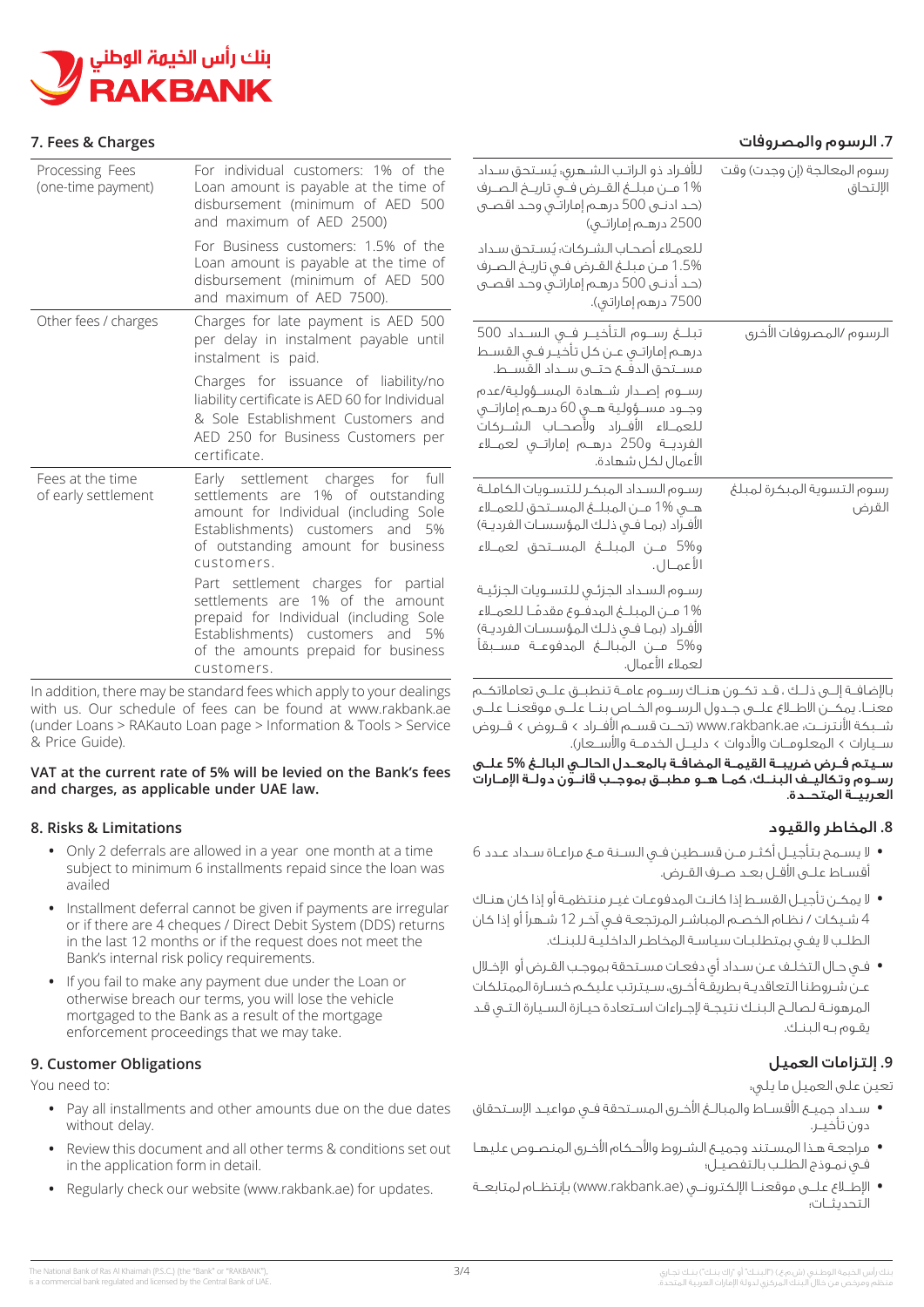## 7. Fees & Charges

## 7. الرسوم والمصروفات

| Fee | Description | الوصف | الرسوم |
|---|---|---|---|
| Processing Fees (one-time payment) | For individual customers: 1% of the Loan amount is payable at the time of disbursement (minimum of AED 500 and maximum of AED 2500)<br><br>For Business customers: 1.5% of the Loan amount is payable at the time of disbursement (minimum of AED 500 and maximum of AED 7500). | للأفراد ذو الراتب الشهري، يُستحق سداد 1% من مبلغ القرض في تاريخ الصرف (حد ادنى 500 درهم إماراتي وحد اقصى 2500 درهم إماراتي)<br><br>للعملاء أصحاب الشركات، يُستحق سداد 1.5% من مبلغ القرض في تاريخ الصرف (حد أدنى 500 درهم إماراتي وحد اقصى 7500 درهم إماراتي). | رسوم المعالجة (إن وجدت) وقت الإلتحاق |
| Other fees / charges | Charges for late payment is AED 500 per delay in instalment payable until instalment is paid.<br><br>Charges for issuance of liability/no liability certificate is AED 60 for Individual & Sole Establishment Customers and AED 250 for Business Customers per certificate. | تبلغ رسوم التأخير في السداد 500 درهم إماراتي عن كل تأخير في القسط مستحق الدفع حتى سداد القسط.<br><br>رسوم إصدار شهادة المسؤولية/عدم وجود مسؤولية هي 60 درهم إماراتي للعملاء الأفراد وأصحاب الشركات الفردية و250 درهم إماراتي لعملاء الأعمال لكل شهادة. | الرسوم /المصروفات الأخرى |
| Fees at the time of early settlement | Early settlement charges for full settlements are 1% of outstanding amount for Individual (including Sole Establishments) customers and 5% of outstanding amount for business customers.<br><br>Part settlement charges for partial settlements are 1% of the amount prepaid for Individual (including Sole Establishments) customers and 5% of the amounts prepaid for business customers. | رسوم السداد المبكر للتسويات الكاملة هي 1% من المبلغ المستحق للعملاء الأفراد (بما في ذلك المؤسسات الفردية) و5% من المبلغ المستحق لعملاء الأعمال.<br><br>رسوم السداد الجزئي للتسويات الجزئية 1% من المبلغ المدفوع مقدمًا للعملاء الأفراد (بما في ذلك المؤسسات الفردية) و5% من المبالغ المدفوعة مسبقاً لعملاء الأعمال. | رسوم التسوية المبكرة لمبلغ القرض |

In addition, there may be standard fees which apply to your dealings with us. Our schedule of fees can be found at www.rakbank.ae (under Loans > RAKauto Loan page > Information & Tools > Service & Price Guide).

بالإضافة إلى ذلك ، قد تكون هناك رسوم عامة تنطبق على تعاملاتكم معنا. يمكن الاطلاع على جدول الرسوم الخاص بنا على موقعنا على شبكة الأنترنت، www.rakbank.ae (تحت قسم الأفراد > قروض > قروض سيارات > المعلومات والأدوات > دليل الخدمة والأسعار).

**VAT at the current rate of 5% will be levied on the Bank's fees and charges, as applicable under UAE law.**

**سيتم فرض ضريبة القيمة المضافة بالمعدل الحالي البالغ 5% على رسوم وتكاليف البنك، كما هو مطبق بموجب قانون دولة الإمارات العربية المتحدة.**

## 8. Risks & Limitations

- Only 2 deferrals are allowed in a year one month at a time subject to minimum 6 installments repaid since the loan was availed
- Installment deferral cannot be given if payments are irregular or if there are 4 cheques / Direct Debit System (DDS) returns in the last 12 months or if the request does not meet the Bank's internal risk policy requirements.
- If you fail to make any payment due under the Loan or otherwise breach our terms, you will lose the vehicle mortgaged to the Bank as a result of the mortgage enforcement proceedings that we may take.

## 8. المخاطر والقيود

- لا يسمح بتأجيل أكثر من قسطين في السنة مع مراعاة سداد عدد 6 أقساط على الأقل بعد صرف القرض.
- لا يمكن تأجيل القسط إذا كانت المدفوعات غير منتظمة أو إذا كان هناك 4 شيكات / نظام الخصم المباشر المرتجعة في آخر 12 شهراً أو إذا كان الطلب لا يفي بمتطلبات سياسة المخاطر الداخلية للبنك.
- في حال التخلف عن سداد أي دفعات مستحقة بموجب القرض أو الإخلال عن شروطنا التعاقدية بطريقة أخرى، سيترتب عليكم خسارة الممتلكات المرهونة لصالح البنك نتيجة لإجراءات استعادة حيازة السيارة التي قد يقوم به البنك.

## 9. Customer Obligations

You need to:

- Pay all installments and other amounts due on the due dates without delay.
- Review this document and all other terms & conditions set out in the application form in detail.
- Regularly check our website (www.rakbank.ae) for updates.

## 9. إلتزامات العميل

تعين على العميل ما يلي:

- سداد جميع الأقساط والمبالغ الأخرى المستحقة في مواعيد الإستحقاق دون تأخير.
- مراجعة هذا المستند وجميع الشروط والأحكام الأخرى المنصوص عليها في نموذج الطلب بالتفصيل؛
- الإطلاع على موقعنا الإلكتروني (www.rakbank.ae) بإنتظام لمتابعة التحديثات؛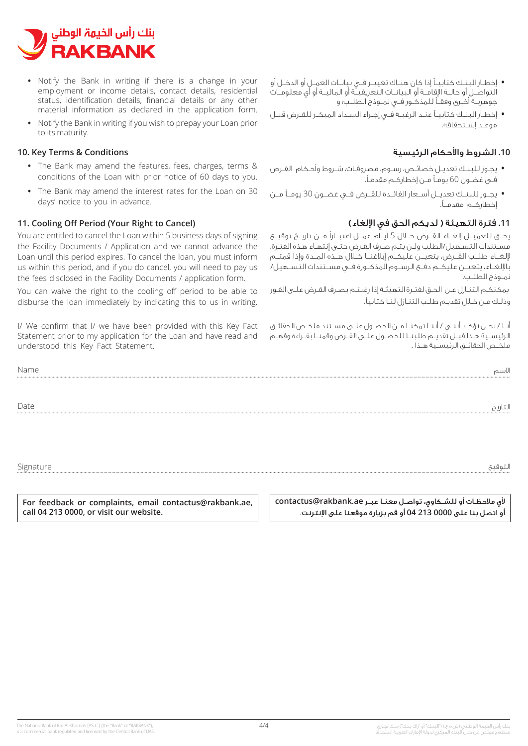- Notify the Bank in writing if there is a change in your employment or income details, contact details, residential status, identification details, financial details or any other material information as declared in the application form.
- Notify the Bank in writing if you wish to prepay your Loan prior to its maturity.

- إخطـار البنـك كتابيـاً إذا كان هنـاك تغييـر فـي بيانـات العمـل أو الدخـل أو التواصـل أو حالـة الإقامـة أو البيانـات التعريفيـة أو الماليـة أو أي معلومـات جوهريـة أخـرى وفقـاً للمذكـور فـي نمـوذج الطلـب؛ و
- إخطـار البنـك كتابيـاً عنـد الرغبـة فـي إجـراء السـداد المبكـر للقـرض قبـل موعـد إسـتحقاقه.

## 10. Key Terms & Conditions

- The Bank may amend the features, fees, charges, terms & conditions of the Loan with prior notice of 60 days to you.
- The Bank may amend the interest rates for the Loan on 30 days' notice to you in advance.

## 10. الشروط والأحكام الرئيسية

- يجـوز للبنـك تعديـل خصائـص، رسـوم، مصروفـات، شـروط وأحـكام القـرض فـي غضـون 60 يومـاً مـن إخطاركـم مقدمـاً.
- يجـوز للبنـك تعديـل أسـعار الفائـدة للقـرض فـي غضـون 30 يومـاً مـن إخطاركـم مقدمـاً.

## 11. Cooling Off Period (Your Right to Cancel)

You are entitled to cancel the Loan within 5 business days of signing the Facility Documents / Application and we cannot advance the Loan until this period expires. To cancel the loan, you must inform us within this period, and if you do cancel, you will need to pay us the fees disclosed in the Facility Documents / application form.

You can waive the right to the cooling off period to be able to disburse the loan immediately by indicating this to us in writing.

## 11. فترة التهيئة ( لديكم الحق في الإلغاء )

يحـق للعميـل إلغـاء القـرض خـلال 5 أيـام عمـل اعتبـاراً مـن تاريـخ توقيـع مسـتندات التسـهيل/الطلب ولـن يتـم صـرف القـرض حتـى إنتهـاء هـذه الفتـرة. لإلغـاء طلـب القـرض، يتعيـن عليكـم إبلاغنـا خـلال هـذه المـدة وإذا قمتـم بالإلغـاء، يتعيـن عليكـم دفـع الرسـوم المذكـورة فـي مسـتندات التسـهيل/ نمـوذج الطلـب.

يمكنكـم التنـازل عـن الحـق لفتـرة التهيئـة إذا رغبتـم بصـرف القـرض علـى الفـور وذلـك مـن خـلال تقديـم طلـب التنـازل لنـا كتابيـاً.

I/ We confirm that I/ we have been provided with this Key Fact Statement prior to my application for the Loan and have read and understood this Key Fact Statement.

أنـا / نحـن نؤكـد أننـي / أننـا تمكنـا مـن الحصـول علـى مسـتند ملخـص الحقائـق الرئيسـية هـذا قبـل تقديـم طلبنـا للحصـول علـى القـرض وقمنـا بقـراءة وفهـم ملخـص الحقائـق الرئيسـية هـذا .

Name ................................................................ الاسم

Date ................................................................ التاريخ

Signature ................................................................ التوقيع

**For feedback or complaints, email contactus@rakbank.ae, call 04 213 0000, or visit our website.**

**لأي ملاحظات أو للشـكاوى، تواصـل معنـا عبـر contactus@rakbank.ae أو اتصل بنا على 0000 213 04 أو قم بزيارة موقعنا على الإنترنت.**